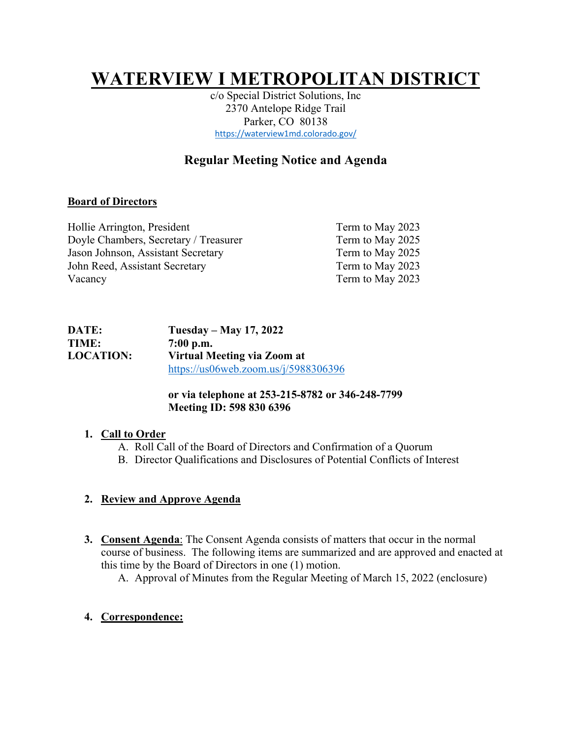# WATERVIEW I METROPOLITAN DISTRICT

c/o Special District Solutions, Inc
2370 Antelope Ridge Trail
Parker, CO 80138
https://waterview1md.colorado.gov/

## Regular Meeting Notice and Agenda

**Board of Directors**

| | |
|---|---|
| Hollie Arrington, President | Term to May 2023 |
| Doyle Chambers, Secretary / Treasurer | Term to May 2025 |
| Jason Johnson, Assistant Secretary | Term to May 2025 |
| John Reed, Assistant Secretary | Term to May 2023 |
| Vacancy | Term to May 2023 |

**DATE:** **Tuesday – May 17, 2022**
**TIME:** **7:00 p.m.**
**LOCATION:** **Virtual Meeting via Zoom at**
https://us06web.zoom.us/j/5988306396

**or via telephone at 253-215-8782 or 346-248-7799**
**Meeting ID: 598 830 6396**

1. **Call to Order**
   A. Roll Call of the Board of Directors and Confirmation of a Quorum
   B. Director Qualifications and Disclosures of Potential Conflicts of Interest

2. **Review and Approve Agenda**

3. **Consent Agenda**: The Consent Agenda consists of matters that occur in the normal course of business. The following items are summarized and are approved and enacted at this time by the Board of Directors in one (1) motion.
   A. Approval of Minutes from the Regular Meeting of March 15, 2022 (enclosure)

4. **Correspondence:**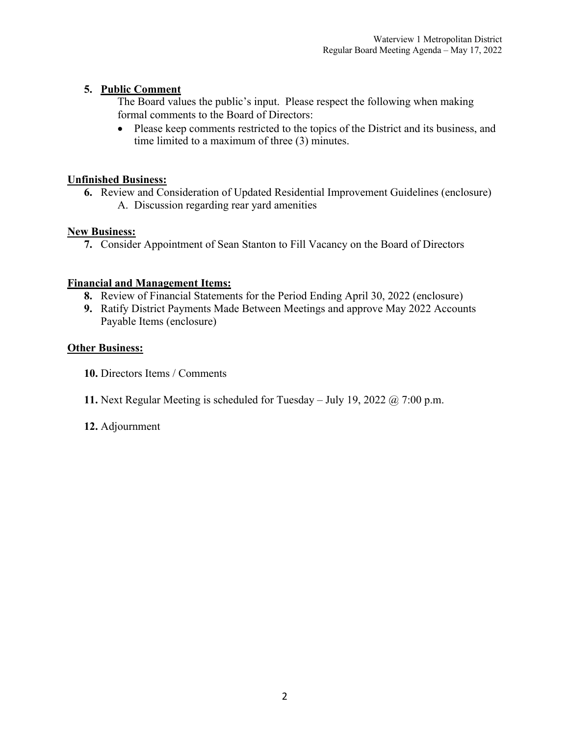5. **Public Comment**

   The Board values the public's input. Please respect the following when making formal comments to the Board of Directors:

   - Please keep comments restricted to the topics of the District and its business, and time limited to a maximum of three (3) minutes.

**Unfinished Business:**

6. Review and Consideration of Updated Residential Improvement Guidelines (enclosure)
   A. Discussion regarding rear yard amenities

**New Business:**

7. Consider Appointment of Sean Stanton to Fill Vacancy on the Board of Directors

**Financial and Management Items:**

8. Review of Financial Statements for the Period Ending April 30, 2022 (enclosure)
9. Ratify District Payments Made Between Meetings and approve May 2022 Accounts Payable Items (enclosure)

**Other Business:**

10. Directors Items / Comments

11. Next Regular Meeting is scheduled for Tuesday – July 19, 2022 @ 7:00 p.m.

12. Adjournment